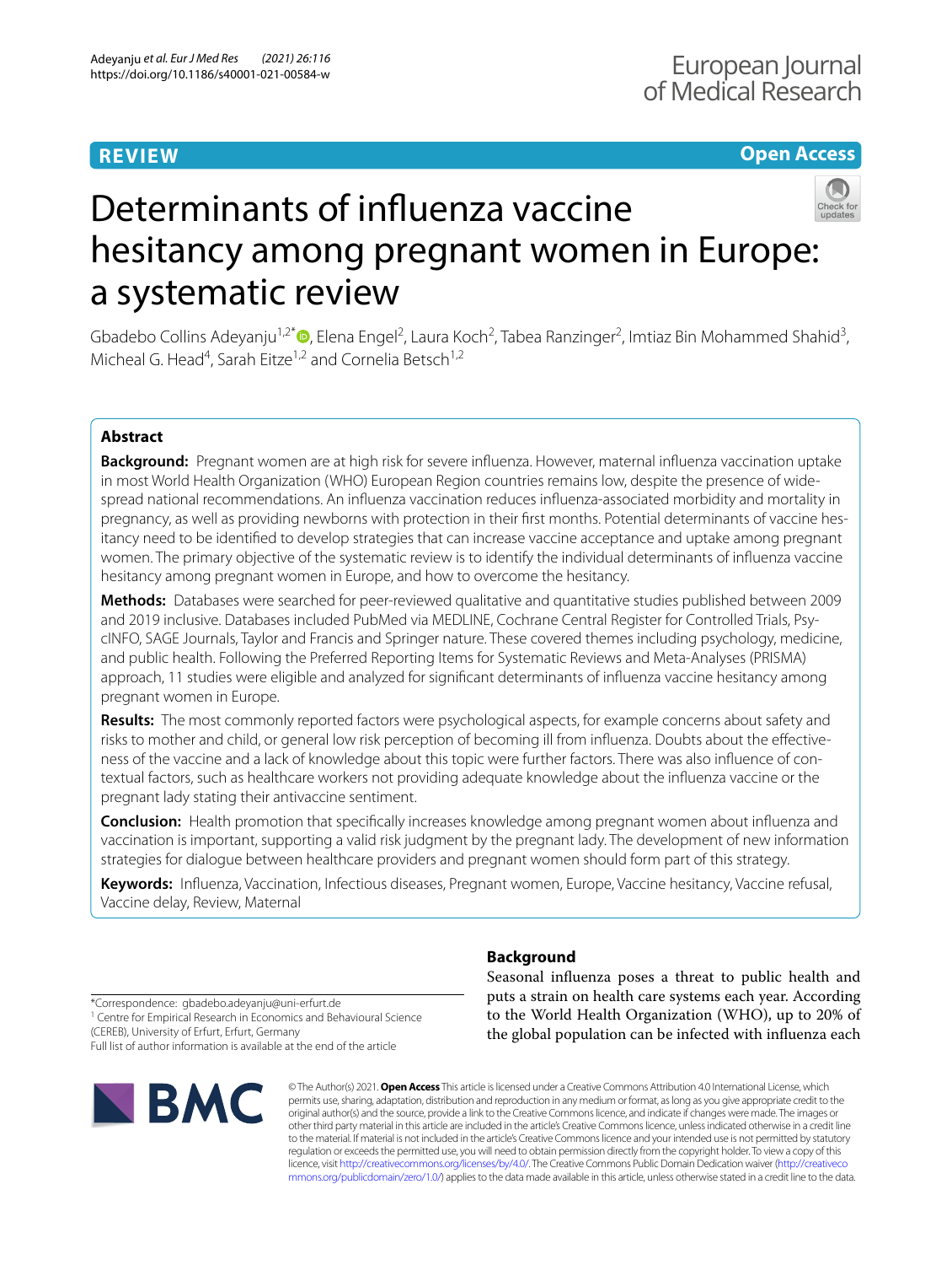REVIEW

Open Access

# Determinants of influenza vaccine hesitancy among pregnant women in Europe: a systematic review

Gbadebo Collins Adeyanju[1,2*], Elena Engel[2], Laura Koch[2], Tabea Ranzinger[2], Imtiaz Bin Mohammed Shahid[3], Micheal G. Head[4], Sarah Eitze[1,2] and Cornelia Betsch[1,2]

## Abstract

**Background:** Pregnant women are at high risk for severe influenza. However, maternal influenza vaccination uptake in most World Health Organization (WHO) European Region countries remains low, despite the presence of widespread national recommendations. An influenza vaccination reduces influenza-associated morbidity and mortality in pregnancy, as well as providing newborns with protection in their first months. Potential determinants of vaccine hesitancy need to be identified to develop strategies that can increase vaccine acceptance and uptake among pregnant women. The primary objective of the systematic review is to identify the individual determinants of influenza vaccine hesitancy among pregnant women in Europe, and how to overcome the hesitancy.

**Methods:** Databases were searched for peer-reviewed qualitative and quantitative studies published between 2009 and 2019 inclusive. Databases included PubMed via MEDLINE, Cochrane Central Register for Controlled Trials, PsycINFO, SAGE Journals, Taylor and Francis and Springer nature. These covered themes including psychology, medicine, and public health. Following the Preferred Reporting Items for Systematic Reviews and Meta-Analyses (PRISMA) approach, 11 studies were eligible and analyzed for significant determinants of influenza vaccine hesitancy among pregnant women in Europe.

**Results:** The most commonly reported factors were psychological aspects, for example concerns about safety and risks to mother and child, or general low risk perception of becoming ill from influenza. Doubts about the effectiveness of the vaccine and a lack of knowledge about this topic were further factors. There was also influence of contextual factors, such as healthcare workers not providing adequate knowledge about the influenza vaccine or the pregnant lady stating their antivaccine sentiment.

**Conclusion:** Health promotion that specifically increases knowledge among pregnant women about influenza and vaccination is important, supporting a valid risk judgment by the pregnant lady. The development of new information strategies for dialogue between healthcare providers and pregnant women should form part of this strategy.

**Keywords:** Influenza, Vaccination, Infectious diseases, Pregnant women, Europe, Vaccine hesitancy, Vaccine refusal, Vaccine delay, Review, Maternal

*Correspondence: gbadebo.adeyanju@uni-erfurt.de
[1] Centre for Empirical Research in Economics and Behavioural Science (CEREB), University of Erfurt, Erfurt, Germany
Full list of author information is available at the end of the article

## Background

Seasonal influenza poses a threat to public health and puts a strain on health care systems each year. According to the World Health Organization (WHO), up to 20% of the global population can be infected with influenza each

© The Author(s) 2021. **Open Access** This article is licensed under a Creative Commons Attribution 4.0 International License, which permits use, sharing, adaptation, distribution and reproduction in any medium or format, as long as you give appropriate credit to the original author(s) and the source, provide a link to the Creative Commons licence, and indicate if changes were made. The images or other third party material in this article are included in the article's Creative Commons licence, unless indicated otherwise in a credit line to the material. If material is not included in the article's Creative Commons licence and your intended use is not permitted by statutory regulation or exceeds the permitted use, you will need to obtain permission directly from the copyright holder. To view a copy of this licence, visit http://creativecommons.org/licenses/by/4.0/. The Creative Commons Public Domain Dedication waiver (http://creativecommons.org/publicdomain/zero/1.0/) applies to the data made available in this article, unless otherwise stated in a credit line to the data.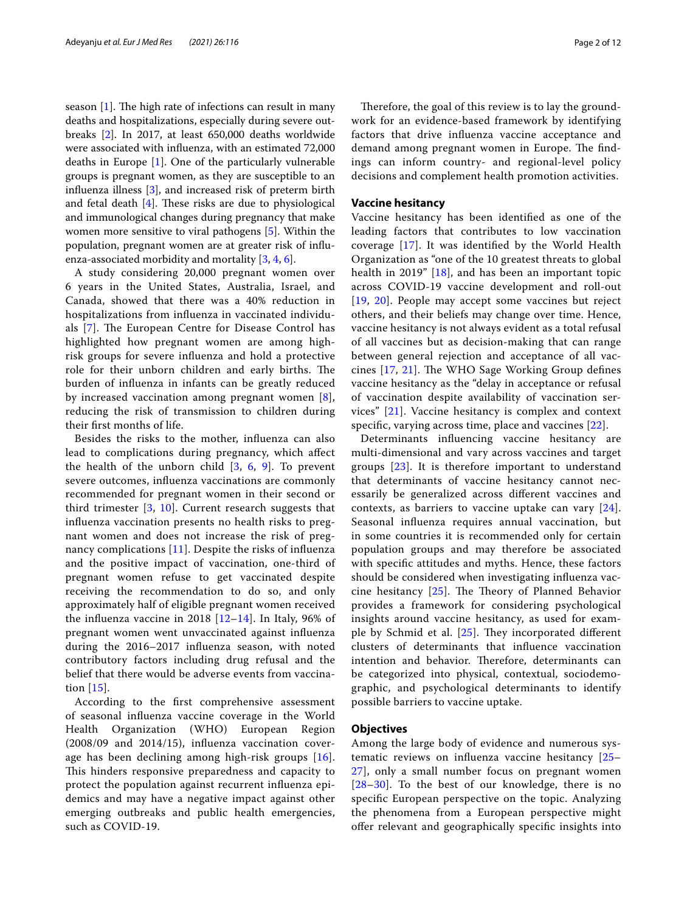season [1]. The high rate of infections can result in many deaths and hospitalizations, especially during severe outbreaks [2]. In 2017, at least 650,000 deaths worldwide were associated with influenza, with an estimated 72,000 deaths in Europe [1]. One of the particularly vulnerable groups is pregnant women, as they are susceptible to an influenza illness [3], and increased risk of preterm birth and fetal death [4]. These risks are due to physiological and immunological changes during pregnancy that make women more sensitive to viral pathogens [5]. Within the population, pregnant women are at greater risk of influenza-associated morbidity and mortality [3, 4, 6].

A study considering 20,000 pregnant women over 6 years in the United States, Australia, Israel, and Canada, showed that there was a 40% reduction in hospitalizations from influenza in vaccinated individuals [7]. The European Centre for Disease Control has highlighted how pregnant women are among high-risk groups for severe influenza and hold a protective role for their unborn children and early births. The burden of influenza in infants can be greatly reduced by increased vaccination among pregnant women [8], reducing the risk of transmission to children during their first months of life.

Besides the risks to the mother, influenza can also lead to complications during pregnancy, which affect the health of the unborn child [3, 6, 9]. To prevent severe outcomes, influenza vaccinations are commonly recommended for pregnant women in their second or third trimester [3, 10]. Current research suggests that influenza vaccination presents no health risks to pregnant women and does not increase the risk of pregnancy complications [11]. Despite the risks of influenza and the positive impact of vaccination, one-third of pregnant women refuse to get vaccinated despite receiving the recommendation to do so, and only approximately half of eligible pregnant women received the influenza vaccine in 2018 [12–14]. In Italy, 96% of pregnant women went unvaccinated against influenza during the 2016–2017 influenza season, with noted contributory factors including drug refusal and the belief that there would be adverse events from vaccination [15].

According to the first comprehensive assessment of seasonal influenza vaccine coverage in the World Health Organization (WHO) European Region (2008/09 and 2014/15), influenza vaccination coverage has been declining among high-risk groups [16]. This hinders responsive preparedness and capacity to protect the population against recurrent influenza epidemics and may have a negative impact against other emerging outbreaks and public health emergencies, such as COVID-19.

Therefore, the goal of this review is to lay the groundwork for an evidence-based framework by identifying factors that drive influenza vaccine acceptance and demand among pregnant women in Europe. The findings can inform country- and regional-level policy decisions and complement health promotion activities.

## Vaccine hesitancy

Vaccine hesitancy has been identified as one of the leading factors that contributes to low vaccination coverage [17]. It was identified by the World Health Organization as "one of the 10 greatest threats to global health in 2019" [18], and has been an important topic across COVID-19 vaccine development and roll-out [19, 20]. People may accept some vaccines but reject others, and their beliefs may change over time. Hence, vaccine hesitancy is not always evident as a total refusal of all vaccines but as decision-making that can range between general rejection and acceptance of all vaccines [17, 21]. The WHO Sage Working Group defines vaccine hesitancy as the "delay in acceptance or refusal of vaccination despite availability of vaccination services" [21]. Vaccine hesitancy is complex and context specific, varying across time, place and vaccines [22].

Determinants influencing vaccine hesitancy are multi-dimensional and vary across vaccines and target groups [23]. It is therefore important to understand that determinants of vaccine hesitancy cannot necessarily be generalized across different vaccines and contexts, as barriers to vaccine uptake can vary [24]. Seasonal influenza requires annual vaccination, but in some countries it is recommended only for certain population groups and may therefore be associated with specific attitudes and myths. Hence, these factors should be considered when investigating influenza vaccine hesitancy [25]. The Theory of Planned Behavior provides a framework for considering psychological insights around vaccine hesitancy, as used for example by Schmid et al. [25]. They incorporated different clusters of determinants that influence vaccination intention and behavior. Therefore, determinants can be categorized into physical, contextual, sociodemographic, and psychological determinants to identify possible barriers to vaccine uptake.

## Objectives

Among the large body of evidence and numerous systematic reviews on influenza vaccine hesitancy [25–27], only a small number focus on pregnant women [28–30]. To the best of our knowledge, there is no specific European perspective on the topic. Analyzing the phenomena from a European perspective might offer relevant and geographically specific insights into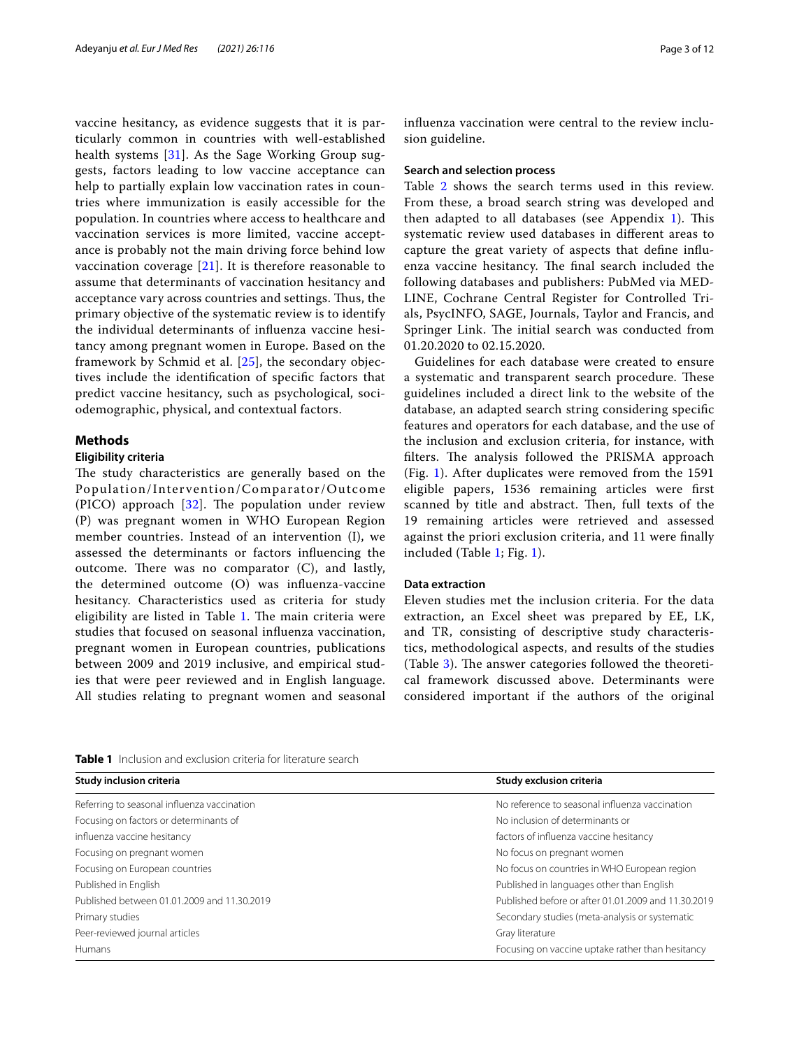vaccine hesitancy, as evidence suggests that it is particularly common in countries with well-established health systems [31]. As the Sage Working Group suggests, factors leading to low vaccine acceptance can help to partially explain low vaccination rates in countries where immunization is easily accessible for the population. In countries where access to healthcare and vaccination services is more limited, vaccine acceptance is probably not the main driving force behind low vaccination coverage [21]. It is therefore reasonable to assume that determinants of vaccination hesitancy and acceptance vary across countries and settings. Thus, the primary objective of the systematic review is to identify the individual determinants of influenza vaccine hesitancy among pregnant women in Europe. Based on the framework by Schmid et al. [25], the secondary objectives include the identification of specific factors that predict vaccine hesitancy, such as psychological, sociodemographic, physical, and contextual factors.

## Methods

### Eligibility criteria

The study characteristics are generally based on the Population/Intervention/Comparator/Outcome (PICO) approach [32]. The population under review (P) was pregnant women in WHO European Region member countries. Instead of an intervention (I), we assessed the determinants or factors influencing the outcome. There was no comparator (C), and lastly, the determined outcome (O) was influenza-vaccine hesitancy. Characteristics used as criteria for study eligibility are listed in Table 1. The main criteria were studies that focused on seasonal influenza vaccination, pregnant women in European countries, publications between 2009 and 2019 inclusive, and empirical studies that were peer reviewed and in English language. All studies relating to pregnant women and seasonal influenza vaccination were central to the review inclusion guideline.

### Search and selection process

Table 2 shows the search terms used in this review. From these, a broad search string was developed and then adapted to all databases (see Appendix 1). This systematic review used databases in different areas to capture the great variety of aspects that define influenza vaccine hesitancy. The final search included the following databases and publishers: PubMed via MEDLINE, Cochrane Central Register for Controlled Trials, PsycINFO, SAGE, Journals, Taylor and Francis, and Springer Link. The initial search was conducted from 01.20.2020 to 02.15.2020.

Guidelines for each database were created to ensure a systematic and transparent search procedure. These guidelines included a direct link to the website of the database, an adapted search string considering specific features and operators for each database, and the use of the inclusion and exclusion criteria, for instance, with filters. The analysis followed the PRISMA approach (Fig. 1). After duplicates were removed from the 1591 eligible papers, 1536 remaining articles were first scanned by title and abstract. Then, full texts of the 19 remaining articles were retrieved and assessed against the priori exclusion criteria, and 11 were finally included (Table 1; Fig. 1).

### Data extraction

Eleven studies met the inclusion criteria. For the data extraction, an Excel sheet was prepared by EE, LK, and TR, consisting of descriptive study characteristics, methodological aspects, and results of the studies (Table 3). The answer categories followed the theoretical framework discussed above. Determinants were considered important if the authors of the original

**Table 1** Inclusion and exclusion criteria for literature search

| Study inclusion criteria | Study exclusion criteria |
|---|---|
| Referring to seasonal influenza vaccination | No reference to seasonal influenza vaccination |
| Focusing on factors or determinants of influenza vaccine hesitancy | No inclusion of determinants or factors of influenza vaccine hesitancy |
| Focusing on pregnant women | No focus on pregnant women |
| Focusing on European countries | No focus on countries in WHO European region |
| Published in English | Published in languages other than English |
| Published between 01.01.2009 and 11.30.2019 | Published before or after 01.01.2009 and 11.30.2019 |
| Primary studies | Secondary studies (meta-analysis or systematic |
| Peer-reviewed journal articles | Gray literature |
| Humans | Focusing on vaccine uptake rather than hesitancy |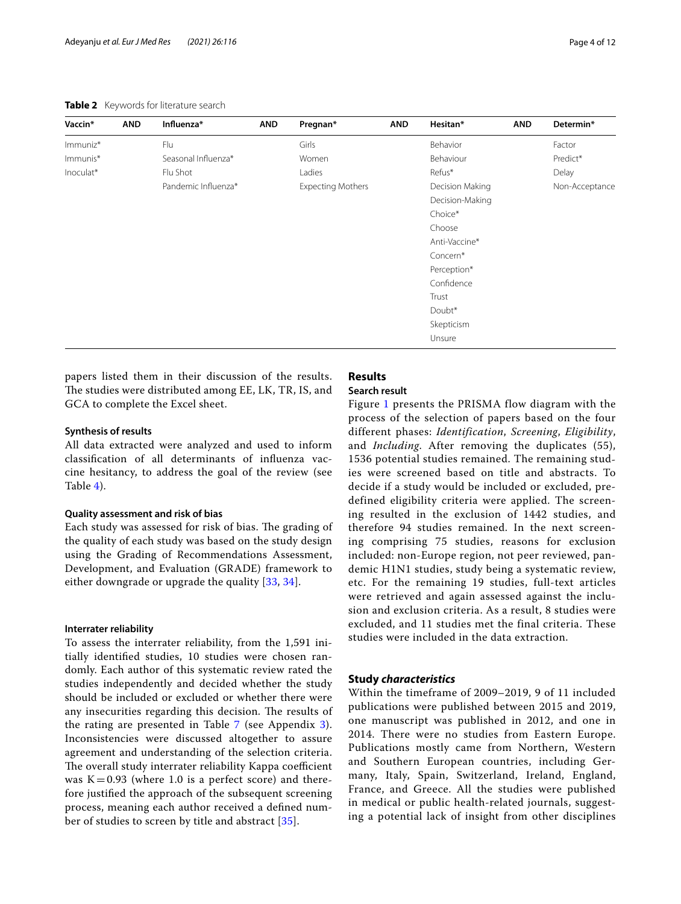**Table 2** Keywords for literature search

| Vaccin* | AND | Influenza* | AND | Pregnan* | AND | Hesitan* | AND | Determin* |
|---|---|---|---|---|---|---|---|---|
| Immuniz* | | Flu | | Girls | | Behavior | | Factor |
| Immunis* | | Seasonal Influenza* | | Women | | Behaviour | | Predict* |
| Inoculat* | | Flu Shot | | Ladies | | Refus* | | Delay |
| | | Pandemic Influenza* | | Expecting Mothers | | Decision Making | | Non-Acceptance |
| | | | | | | Decision-Making | | |
| | | | | | | Choice* | | |
| | | | | | | Choose | | |
| | | | | | | Anti-Vaccine* | | |
| | | | | | | Concern* | | |
| | | | | | | Perception* | | |
| | | | | | | Confidence | | |
| | | | | | | Trust | | |
| | | | | | | Doubt* | | |
| | | | | | | Skepticism | | |
| | | | | | | Unsure | | |

papers listed them in their discussion of the results. The studies were distributed among EE, LK, TR, IS, and GCA to complete the Excel sheet.

### Synthesis of results

All data extracted were analyzed and used to inform classification of all determinants of influenza vaccine hesitancy, to address the goal of the review (see Table 4).

### Quality assessment and risk of bias

Each study was assessed for risk of bias. The grading of the quality of each study was based on the study design using the Grading of Recommendations Assessment, Development, and Evaluation (GRADE) framework to either downgrade or upgrade the quality [33, 34].

### Interrater reliability

To assess the interrater reliability, from the 1,591 initially identified studies, 10 studies were chosen randomly. Each author of this systematic review rated the studies independently and decided whether the study should be included or excluded or whether there were any insecurities regarding this decision. The results of the rating are presented in Table 7 (see Appendix 3). Inconsistencies were discussed altogether to assure agreement and understanding of the selection criteria. The overall study interrater reliability Kappa coefficient was $K = 0.93$ (where 1.0 is a perfect score) and therefore justified the approach of the subsequent screening process, meaning each author received a defined number of studies to screen by title and abstract [35].

## Results

### Search result

Figure 1 presents the PRISMA flow diagram with the process of the selection of papers based on the four different phases: *Identification*, *Screening*, *Eligibility*, and *Including*. After removing the duplicates (55), 1536 potential studies remained. The remaining studies were screened based on title and abstracts. To decide if a study would be included or excluded, predefined eligibility criteria were applied. The screening resulted in the exclusion of 1442 studies, and therefore 94 studies remained. In the next screening comprising 75 studies, reasons for exclusion included: non-Europe region, not peer reviewed, pandemic H1N1 studies, study being a systematic review, etc. For the remaining 19 studies, full-text articles were retrieved and again assessed against the inclusion and exclusion criteria. As a result, 8 studies were excluded, and 11 studies met the final criteria. These studies were included in the data extraction.

### Study *characteristics*

Within the timeframe of 2009–2019, 9 of 11 included publications were published between 2015 and 2019, one manuscript was published in 2012, and one in 2014. There were no studies from Eastern Europe. Publications mostly came from Northern, Western and Southern European countries, including Germany, Italy, Spain, Switzerland, Ireland, England, France, and Greece. All the studies were published in medical or public health-related journals, suggesting a potential lack of insight from other disciplines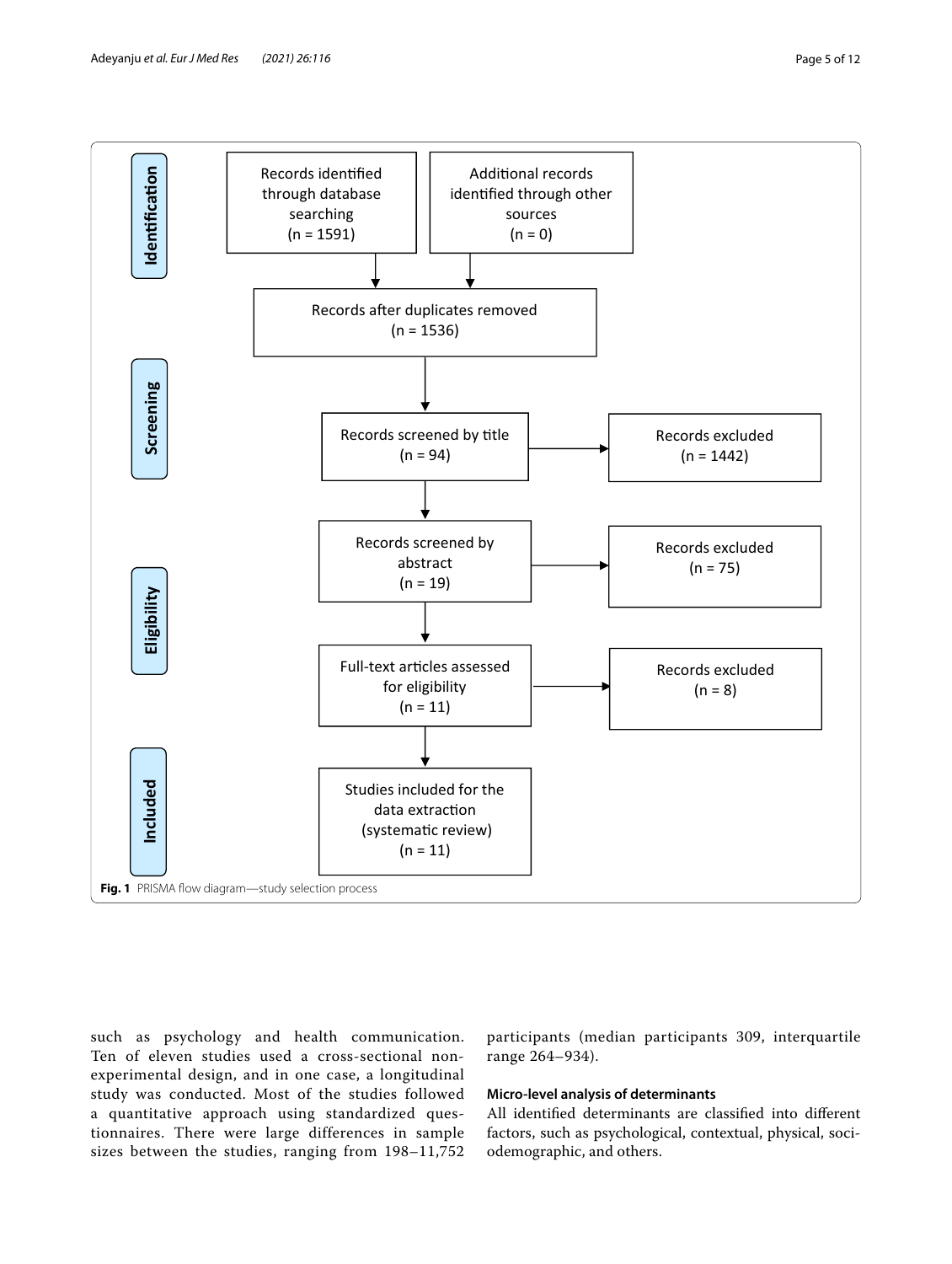| | | | |
|---|---|---|---|
| **Identification** | Records identified through database searching (n = 1591) | Additional records identified through other sources (n = 0) | |
| | Records after duplicates removed (n = 1536) | | |
| **Screening** | Records screened by title (n = 94) | | Records excluded (n = 1442) |
| | Records screened by abstract (n = 19) | | Records excluded (n = 75) |
| **Eligibility** | Full-text articles assessed for eligibility (n = 11) | | Records excluded (n = 8) |
| **Included** | Studies included for the data extraction (systematic review) (n = 11) | | |

**Fig. 1** PRISMA flow diagram—study selection process

such as psychology and health communication. Ten of eleven studies used a cross-sectional non-experimental design, and in one case, a longitudinal study was conducted. Most of the studies followed a quantitative approach using standardized questionnaires. There were large differences in sample sizes between the studies, ranging from 198–11,752 participants (median participants 309, interquartile range 264–934).

### Micro-level analysis of determinants

All identified determinants are classified into different factors, such as psychological, contextual, physical, sociodemographic, and others.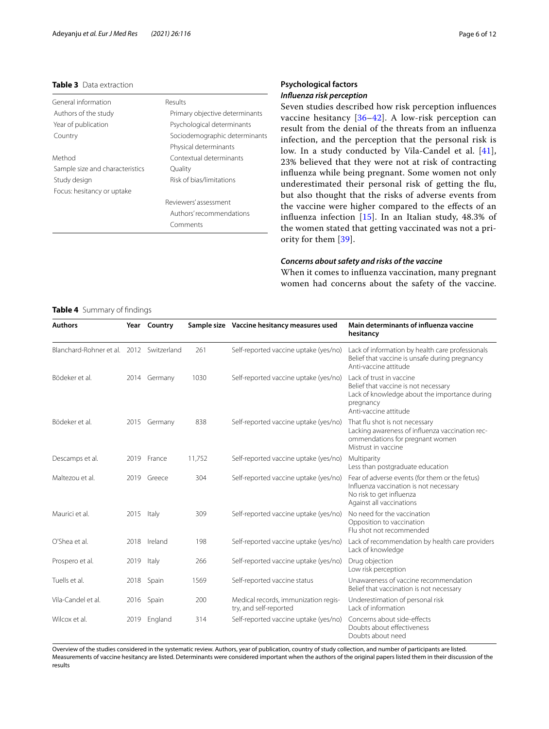**Table 3** Data extraction

| General information | Results |
|---|---|
| Authors of the study | Primary objective determinants |
| Year of publication | Psychological determinants |
| Country | Sociodemographic determinants |
| | Physical determinants |
| Method | Contextual determinants |
| Sample size and characteristics | Quality |
| Study design | Risk of bias/limitations |
| Focus: hesitancy or uptake | |
| | Reviewers' assessment |
| | Authors' recommendations |
| | Comments |

## Psychological factors

### *Influenza risk perception*

Seven studies described how risk perception influences vaccine hesitancy [36–42]. A low-risk perception can result from the denial of the threats from an influenza infection, and the perception that the personal risk is low. In a study conducted by Vila-Candel et al. [41], 23% believed that they were not at risk of contracting influenza while being pregnant. Some women not only underestimated their personal risk of getting the flu, but also thought that the risks of adverse events from the vaccine were higher compared to the effects of an influenza infection [15]. In an Italian study, 48.3% of the women stated that getting vaccinated was not a priority for them [39].

### *Concerns about safety and risks of the vaccine*

When it comes to influenza vaccination, many pregnant women had concerns about the safety of the vaccine.

**Table 4** Summary of findings

| Authors | Year | Country | Sample size | Vaccine hesitancy measures used | Main determinants of influenza vaccine hesitancy |
|---|---|---|---|---|---|
| Blanchard-Rohner et al. | 2012 | Switzerland | 261 | Self-reported vaccine uptake (yes/no) | Lack of information by health care professionals<br>Belief that vaccine is unsafe during pregnancy<br>Anti-vaccine attitude |
| Bödeker et al. | 2014 | Germany | 1030 | Self-reported vaccine uptake (yes/no) | Lack of trust in vaccine<br>Belief that vaccine is not necessary<br>Lack of knowledge about the importance during pregnancy<br>Anti-vaccine attitude |
| Bödeker et al. | 2015 | Germany | 838 | Self-reported vaccine uptake (yes/no) | That flu shot is not necessary<br>Lacking awareness of influenza vaccination recommendations for pregnant women<br>Mistrust in vaccine |
| Descamps et al. | 2019 | France | 11,752 | Self-reported vaccine uptake (yes/no) | Multiparity<br>Less than postgraduate education |
| Maltezou et al. | 2019 | Greece | 304 | Self-reported vaccine uptake (yes/no) | Fear of adverse events (for them or the fetus)<br>Influenza vaccination is not necessary<br>No risk to get influenza<br>Against all vaccinations |
| Maurici et al. | 2015 | Italy | 309 | Self-reported vaccine uptake (yes/no) | No need for the vaccination<br>Opposition to vaccination<br>Flu shot not recommended |
| O'Shea et al. | 2018 | Ireland | 198 | Self-reported vaccine uptake (yes/no) | Lack of recommendation by health care providers<br>Lack of knowledge |
| Prospero et al. | 2019 | Italy | 266 | Self-reported vaccine uptake (yes/no) | Drug objection<br>Low risk perception |
| Tuells et al. | 2018 | Spain | 1569 | Self-reported vaccine status | Unawareness of vaccine recommendation<br>Belief that vaccination is not necessary |
| Vila-Candel et al. | 2016 | Spain | 200 | Medical records, immunization registry, and self-reported | Underestimation of personal risk<br>Lack of information |
| Wilcox et al. | 2019 | England | 314 | Self-reported vaccine uptake (yes/no) | Concerns about side-effects<br>Doubts about effectiveness<br>Doubts about need |

Overview of the studies considered in the systematic review. Authors, year of publication, country of study collection, and number of participants are listed. Measurements of vaccine hesitancy are listed. Determinants were considered important when the authors of the original papers listed them in their discussion of the results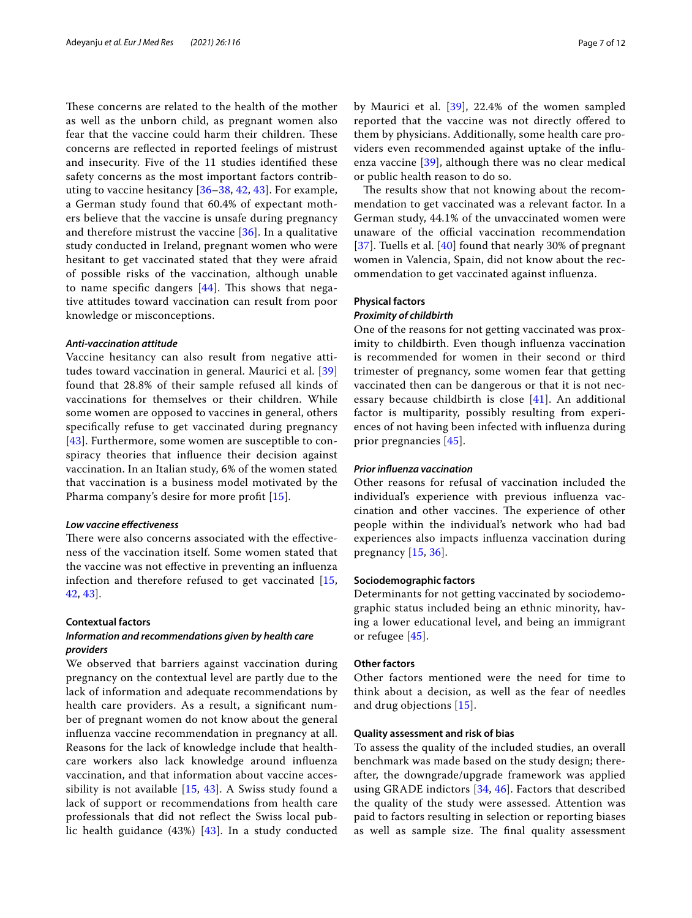These concerns are related to the health of the mother as well as the unborn child, as pregnant women also fear that the vaccine could harm their children. These concerns are reflected in reported feelings of mistrust and insecurity. Five of the 11 studies identified these safety concerns as the most important factors contributing to vaccine hesitancy [36–38, 42, 43]. For example, a German study found that 60.4% of expectant mothers believe that the vaccine is unsafe during pregnancy and therefore mistrust the vaccine [36]. In a qualitative study conducted in Ireland, pregnant women who were hesitant to get vaccinated stated that they were afraid of possible risks of the vaccination, although unable to name specific dangers [44]. This shows that negative attitudes toward vaccination can result from poor knowledge or misconceptions.

#### *Anti-vaccination attitude*

Vaccine hesitancy can also result from negative attitudes toward vaccination in general. Maurici et al. [39] found that 28.8% of their sample refused all kinds of vaccinations for themselves or their children. While some women are opposed to vaccines in general, others specifically refuse to get vaccinated during pregnancy [43]. Furthermore, some women are susceptible to conspiracy theories that influence their decision against vaccination. In an Italian study, 6% of the women stated that vaccination is a business model motivated by the Pharma company's desire for more profit [15].

#### *Low vaccine effectiveness*

There were also concerns associated with the effectiveness of the vaccination itself. Some women stated that the vaccine was not effective in preventing an influenza infection and therefore refused to get vaccinated [15, 42, 43].

### Contextual factors

#### *Information and recommendations given by health care providers*

We observed that barriers against vaccination during pregnancy on the contextual level are partly due to the lack of information and adequate recommendations by health care providers. As a result, a significant number of pregnant women do not know about the general influenza vaccine recommendation in pregnancy at all. Reasons for the lack of knowledge include that healthcare workers also lack knowledge around influenza vaccination, and that information about vaccine accessibility is not available [15, 43]. A Swiss study found a lack of support or recommendations from health care professionals that did not reflect the Swiss local public health guidance (43%) [43]. In a study conducted by Maurici et al. [39], 22.4% of the women sampled reported that the vaccine was not directly offered to them by physicians. Additionally, some health care providers even recommended against uptake of the influenza vaccine [39], although there was no clear medical or public health reason to do so.

The results show that not knowing about the recommendation to get vaccinated was a relevant factor. In a German study, 44.1% of the unvaccinated women were unaware of the official vaccination recommendation [37]. Tuells et al. [40] found that nearly 30% of pregnant women in Valencia, Spain, did not know about the recommendation to get vaccinated against influenza.

### Physical factors

#### *Proximity of childbirth*

One of the reasons for not getting vaccinated was proximity to childbirth. Even though influenza vaccination is recommended for women in their second or third trimester of pregnancy, some women fear that getting vaccinated then can be dangerous or that it is not necessary because childbirth is close [41]. An additional factor is multiparity, possibly resulting from experiences of not having been infected with influenza during prior pregnancies [45].

#### *Prior influenza vaccination*

Other reasons for refusal of vaccination included the individual's experience with previous influenza vaccination and other vaccines. The experience of other people within the individual's network who had bad experiences also impacts influenza vaccination during pregnancy [15, 36].

### Sociodemographic factors

Determinants for not getting vaccinated by sociodemographic status included being an ethnic minority, having a lower educational level, and being an immigrant or refugee [45].

### Other factors

Other factors mentioned were the need for time to think about a decision, as well as the fear of needles and drug objections [15].

### Quality assessment and risk of bias

To assess the quality of the included studies, an overall benchmark was made based on the study design; thereafter, the downgrade/upgrade framework was applied using GRADE indictors [34, 46]. Factors that described the quality of the study were assessed. Attention was paid to factors resulting in selection or reporting biases as well as sample size. The final quality assessment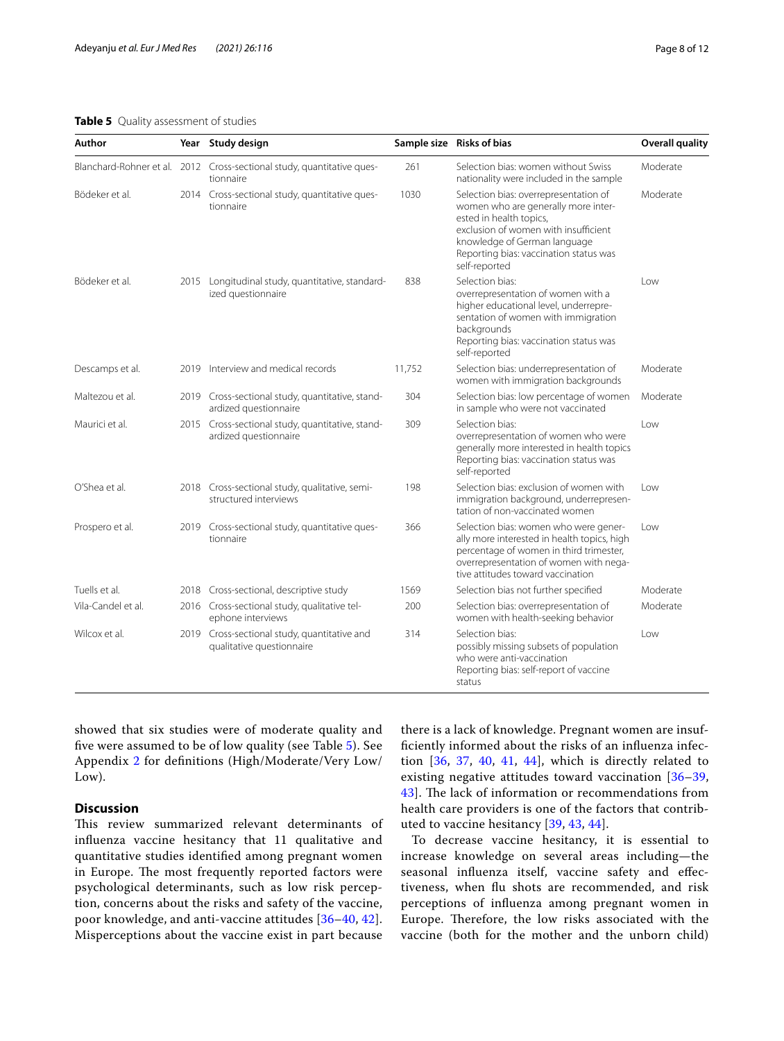**Table 5** Quality assessment of studies

| Author | Year | Study design | Sample size | Risks of bias | Overall quality |
|---|---|---|---|---|---|
| Blanchard-Rohner et al. | 2012 | Cross-sectional study, quantitative questionnaire | 261 | Selection bias: women without Swiss nationality were included in the sample | Moderate |
| Bödeker et al. | 2014 | Cross-sectional study, quantitative questionnaire | 1030 | Selection bias: overrepresentation of women who are generally more interested in health topics, exclusion of women with insufficient knowledge of German language Reporting bias: vaccination status was self-reported | Moderate |
| Bödeker et al. | 2015 | Longitudinal study, quantitative, standardized questionnaire | 838 | Selection bias: overrepresentation of women with a higher educational level, underrepresentation of women with immigration backgrounds Reporting bias: vaccination status was self-reported | Low |
| Descamps et al. | 2019 | Interview and medical records | 11,752 | Selection bias: underrepresentation of women with immigration backgrounds | Moderate |
| Maltezou et al. | 2019 | Cross-sectional study, quantitative, standardized questionnaire | 304 | Selection bias: low percentage of women in sample who were not vaccinated | Moderate |
| Maurici et al. | 2015 | Cross-sectional study, quantitative, standardized questionnaire | 309 | Selection bias: overrepresentation of women who were generally more interested in health topics Reporting bias: vaccination status was self-reported | Low |
| O'Shea et al. | 2018 | Cross-sectional study, qualitative, semi-structured interviews | 198 | Selection bias: exclusion of women with immigration background, underrepresentation of non-vaccinated women | Low |
| Prospero et al. | 2019 | Cross-sectional study, quantitative questionnaire | 366 | Selection bias: women who were generally more interested in health topics, high percentage of women in third trimester, overrepresentation of women with negative attitudes toward vaccination | Low |
| Tuells et al. | 2018 | Cross-sectional, descriptive study | 1569 | Selection bias not further specified | Moderate |
| Vila-Candel et al. | 2016 | Cross-sectional study, qualitative telephone interviews | 200 | Selection bias: overrepresentation of women with health-seeking behavior | Moderate |
| Wilcox et al. | 2019 | Cross-sectional study, quantitative and qualitative questionnaire | 314 | Selection bias: possibly missing subsets of population who were anti-vaccination Reporting bias: self-report of vaccine status | Low |

showed that six studies were of moderate quality and five were assumed to be of low quality (see Table 5). See Appendix 2 for definitions (High/Moderate/Very Low/Low).

## Discussion

This review summarized relevant determinants of influenza vaccine hesitancy that 11 qualitative and quantitative studies identified among pregnant women in Europe. The most frequently reported factors were psychological determinants, such as low risk perception, concerns about the risks and safety of the vaccine, poor knowledge, and anti-vaccine attitudes [36–40, 42]. Misperceptions about the vaccine exist in part because there is a lack of knowledge. Pregnant women are insufficiently informed about the risks of an influenza infection [36, 37, 40, 41, 44], which is directly related to existing negative attitudes toward vaccination [36–39, 43]. The lack of information or recommendations from health care providers is one of the factors that contributed to vaccine hesitancy [39, 43, 44].

To decrease vaccine hesitancy, it is essential to increase knowledge on several areas including—the seasonal influenza itself, vaccine safety and effectiveness, when flu shots are recommended, and risk perceptions of influenza among pregnant women in Europe. Therefore, the low risks associated with the vaccine (both for the mother and the unborn child)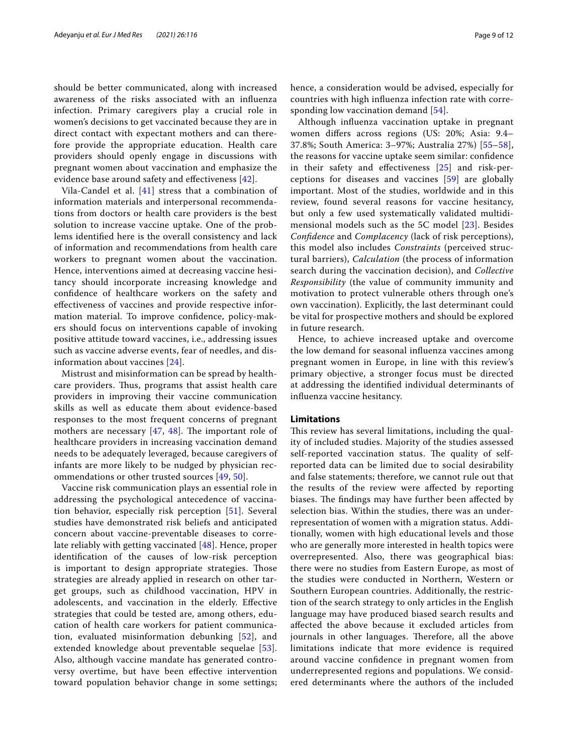should be better communicated, along with increased awareness of the risks associated with an influenza infection. Primary caregivers play a crucial role in women's decisions to get vaccinated because they are in direct contact with expectant mothers and can therefore provide the appropriate education. Health care providers should openly engage in discussions with pregnant women about vaccination and emphasize the evidence base around safety and effectiveness [42].

Vila-Candel et al. [41] stress that a combination of information materials and interpersonal recommendations from doctors or health care providers is the best solution to increase vaccine uptake. One of the problems identified here is the overall consistency and lack of information and recommendations from health care workers to pregnant women about the vaccination. Hence, interventions aimed at decreasing vaccine hesitancy should incorporate increasing knowledge and confidence of healthcare workers on the safety and effectiveness of vaccines and provide respective information material. To improve confidence, policy-makers should focus on interventions capable of invoking positive attitude toward vaccines, i.e., addressing issues such as vaccine adverse events, fear of needles, and disinformation about vaccines [24].

Mistrust and misinformation can be spread by healthcare providers. Thus, programs that assist health care providers in improving their vaccine communication skills as well as educate them about evidence-based responses to the most frequent concerns of pregnant mothers are necessary [47, 48]. The important role of healthcare providers in increasing vaccination demand needs to be adequately leveraged, because caregivers of infants are more likely to be nudged by physician recommendations or other trusted sources [49, 50].

Vaccine risk communication plays an essential role in addressing the psychological antecedence of vaccination behavior, especially risk perception [51]. Several studies have demonstrated risk beliefs and anticipated concern about vaccine-preventable diseases to correlate reliably with getting vaccinated [48]. Hence, proper identification of the causes of low-risk perception is important to design appropriate strategies. Those strategies are already applied in research on other target groups, such as childhood vaccination, HPV in adolescents, and vaccination in the elderly. Effective strategies that could be tested are, among others, education of health care workers for patient communication, evaluated misinformation debunking [52], and extended knowledge about preventable sequelae [53]. Also, although vaccine mandate has generated controversy overtime, but have been effective intervention toward population behavior change in some settings; hence, a consideration would be advised, especially for countries with high influenza infection rate with corresponding low vaccination demand [54].

Although influenza vaccination uptake in pregnant women differs across regions (US: 20%; Asia: 9.4–37.8%; South America: 3–97%; Australia 27%) [55–58], the reasons for vaccine uptake seem similar: confidence in their safety and effectiveness [25] and risk-perceptions for diseases and vaccines [59] are globally important. Most of the studies, worldwide and in this review, found several reasons for vaccine hesitancy, but only a few used systematically validated multidimensional models such as the 5C model [23]. Besides *Confidence* and *Complacency* (lack of risk perceptions), this model also includes *Constraints* (perceived structural barriers), *Calculation* (the process of information search during the vaccination decision), and *Collective Responsibility* (the value of community immunity and motivation to protect vulnerable others through one's own vaccination). Explicitly, the last determinant could be vital for prospective mothers and should be explored in future research.

Hence, to achieve increased uptake and overcome the low demand for seasonal influenza vaccines among pregnant women in Europe, in line with this review's primary objective, a stronger focus must be directed at addressing the identified individual determinants of influenza vaccine hesitancy.

## Limitations

This review has several limitations, including the quality of included studies. Majority of the studies assessed self-reported vaccination status. The quality of self-reported data can be limited due to social desirability and false statements; therefore, we cannot rule out that the results of the review were affected by reporting biases. The findings may have further been affected by selection bias. Within the studies, there was an underrepresentation of women with a migration status. Additionally, women with high educational levels and those who are generally more interested in health topics were overrepresented. Also, there was geographical bias: there were no studies from Eastern Europe, as most of the studies were conducted in Northern, Western or Southern European countries. Additionally, the restriction of the search strategy to only articles in the English language may have produced biased search results and affected the above because it excluded articles from journals in other languages. Therefore, all the above limitations indicate that more evidence is required around vaccine confidence in pregnant women from underrepresented regions and populations. We considered determinants where the authors of the included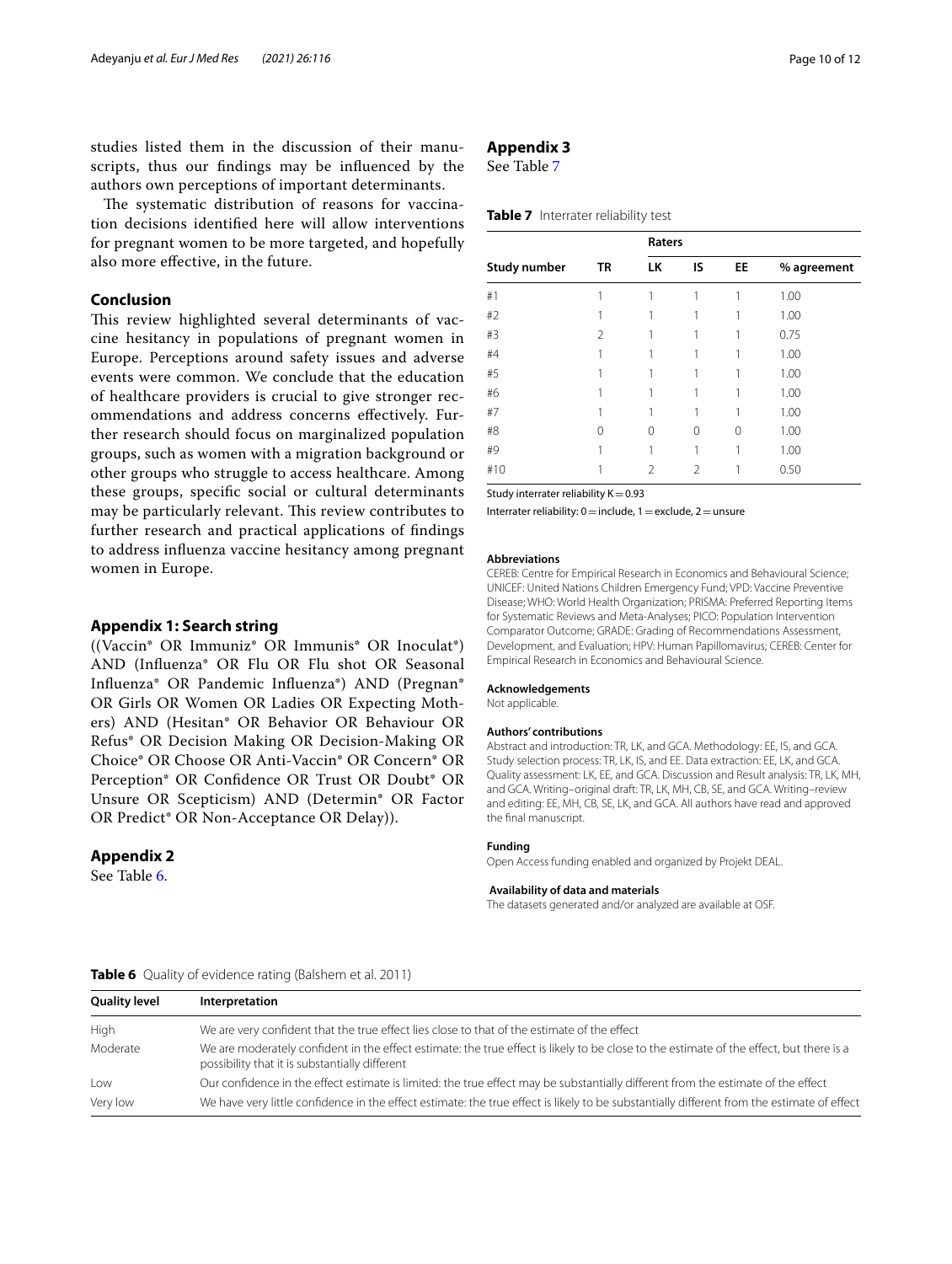studies listed them in the discussion of their manuscripts, thus our findings may be influenced by the authors own perceptions of important determinants.

The systematic distribution of reasons for vaccination decisions identified here will allow interventions for pregnant women to be more targeted, and hopefully also more effective, in the future.

## Conclusion

This review highlighted several determinants of vaccine hesitancy in populations of pregnant women in Europe. Perceptions around safety issues and adverse events were common. We conclude that the education of healthcare providers is crucial to give stronger recommendations and address concerns effectively. Further research should focus on marginalized population groups, such as women with a migration background or other groups who struggle to access healthcare. Among these groups, specific social or cultural determinants may be particularly relevant. This review contributes to further research and practical applications of findings to address influenza vaccine hesitancy among pregnant women in Europe.

## Appendix 1: Search string

((Vaccin* OR Immuniz* OR Immunis* OR Inoculat*) AND (Influenza* OR Flu OR Flu shot OR Seasonal Influenza* OR Pandemic Influenza*) AND (Pregnan* OR Girls OR Women OR Ladies OR Expecting Mothers) AND (Hesitan* OR Behavior OR Behaviour OR Refus* OR Decision Making OR Decision-Making OR Choice* OR Choose OR Anti-Vaccin* OR Concern* OR Perception* OR Confidence OR Trust OR Doubt* OR Unsure OR Scepticism) AND (Determin* OR Factor OR Predict* OR Non-Acceptance OR Delay)).

## Appendix 2

See Table 6.

**Table 6** Quality of evidence rating (Balshem et al. 2011)

| Quality level | Interpretation |
|---|---|
| High | We are very confident that the true effect lies close to that of the estimate of the effect |
| Moderate | We are moderately confident in the effect estimate: the true effect is likely to be close to the estimate of the effect, but there is a possibility that it is substantially different |
| Low | Our confidence in the effect estimate is limited: the true effect may be substantially different from the estimate of the effect |
| Very low | We have very little confidence in the effect estimate: the true effect is likely to be substantially different from the estimate of effect |

## Appendix 3

See Table 7

**Table 7** Interrater reliability test

| | Raters | | | | |
|---|---|---|---|---|---|
| Study number | TR | LK | IS | EE | % agreement |
| #1 | 1 | 1 | 1 | 1 | 1.00 |
| #2 | 1 | 1 | 1 | 1 | 1.00 |
| #3 | 2 | 1 | 1 | 1 | 0.75 |
| #4 | 1 | 1 | 1 | 1 | 1.00 |
| #5 | 1 | 1 | 1 | 1 | 1.00 |
| #6 | 1 | 1 | 1 | 1 | 1.00 |
| #7 | 1 | 1 | 1 | 1 | 1.00 |
| #8 | 0 | 0 | 0 | 0 | 1.00 |
| #9 | 1 | 1 | 1 | 1 | 1.00 |
| #10 | 1 | 2 | 2 | 1 | 0.50 |

Study interrater reliability K = 0.93

Interrater reliability: 0 = include, 1 = exclude, 2 = unsure

### Abbreviations

CEREB: Centre for Empirical Research in Economics and Behavioural Science; UNICEF: United Nations Children Emergency Fund; VPD: Vaccine Preventive Disease; WHO: World Health Organization; PRISMA: Preferred Reporting Items for Systematic Reviews and Meta-Analyses; PICO: Population Intervention Comparator Outcome; GRADE: Grading of Recommendations Assessment, Development, and Evaluation; HPV: Human Papillomavirus; CEREB: Center for Empirical Research in Economics and Behavioural Science.

### Acknowledgements

Not applicable.

### Authors' contributions

Abstract and introduction: TR, LK, and GCA. Methodology: EE, IS, and GCA. Study selection process: TR, LK, IS, and EE. Data extraction: EE, LK, and GCA. Quality assessment: LK, EE, and GCA. Discussion and Result analysis: TR, LK, MH, and GCA. Writing–original draft: TR, LK, MH, CB, SE, and GCA. Writing–review and editing: EE, MH, CB, SE, LK, and GCA. All authors have read and approved the final manuscript.

### Funding

Open Access funding enabled and organized by Projekt DEAL.

### Availability of data and materials

The datasets generated and/or analyzed are available at OSF.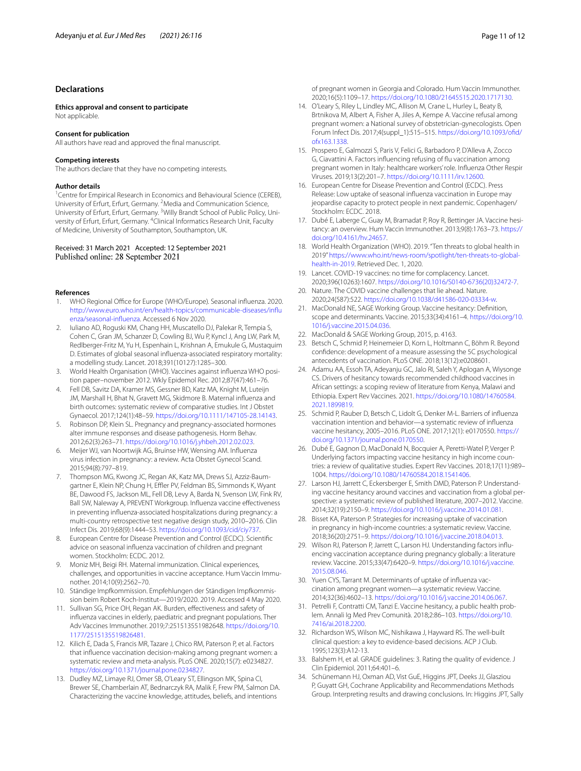## Declarations

### Ethics approval and consent to participate

Not applicable.

### Consent for publication

All authors have read and approved the final manuscript.

### Competing interests

The authors declare that they have no competing interests.

### Author details

[1] Centre for Empirical Research in Economics and Behavioural Science (CEREB), University of Erfurt, Erfurt, Germany. [2] Media and Communication Science, University of Erfurt, Erfurt, Germany. [3] Willy Brandt School of Public Policy, University of Erfurt, Erfurt, Germany. [4] Clinical Informatics Research Unit, Faculty of Medicine, University of Southampton, Southampton, UK.

Received: 31 March 2021 Accepted: 12 September 2021
Published online: 28 September 2021

## References

1. WHO Regional Office for Europe (WHO/Europe). Seasonal influenza. 2020. http://www.euro.who.int/en/health-topics/communicable-diseases/influenza/seasonal-influenza. Accessed 6 Nov 2020.
2. Iuliano AD, Roguski KM, Chang HH, Muscatello DJ, Palekar R, Tempia S, Cohen C, Gran JM, Schanzer D, Cowling BJ, Wu P, Kyncl J, Ang LW, Park M, Redlberger-Fritz M, Yu H, Espenhain L, Krishnan A, Emukule G, Mustaquim D. Estimates of global seasonal influenza-associated respiratory mortality: a modelling study. Lancet. 2018;391(10127):1285–300.
3. World Health Organisation (WHO). Vaccines against influenza WHO position paper–november 2012. Wkly Epidemol Rec. 2012;87(47):461–76.
4. Fell DB, Savitz DA, Kramer MS, Gessner BD, Katz MA, Knight M, Luteijn JM, Marshall H, Bhat N, Gravett MG, Skidmore B. Maternal influenza and birth outcomes: systematic review of comparative studies. Int J Obstet Gynaecol. 2017;124(1):48–59. https://doi.org/10.1111/147105-28.14143.
5. Robinson DP, Klein SL. Pregnancy and pregnancy-associated hormones alter immune responses and disease pathogenesis. Horm Behav. 2012;62(3):263–71. https://doi.org/10.1016/j.yhbeh.2012.02.023.
6. Meijer WJ, van Noortwijk AG, Bruinse HW, Wensing AM. Influenza virus infection in pregnancy: a review. Acta Obstet Gynecol Scand. 2015;94(8):797–819.
7. Thompson MG, Kwong JC, Regan AK, Katz MA, Drews SJ, Azziz-Baumgartner E, Klein NP, Chung H, Effler PV, Feldman BS, Simmonds K, Wyant BE, Dawood FS, Jackson ML, Fell DB, Levy A, Barda N, Svenson LW, Fink RV, Ball SW, Naleway A, PREVENT Workgroup. Influenza vaccine effectiveness in preventing influenza-associated hospitalizations during pregnancy: a multi-country retrospective test negative design study, 2010–2016. Clin Infect Dis. 2019;68(9):1444–53. https://doi.org/10.1093/cid/ciy737.
8. European Centre for Disease Prevention and Control (ECDC). Scientific advice on seasonal influenza vaccination of children and pregnant women. Stockholm: ECDC. 2012.
9. Moniz MH, Beigi RH. Maternal immunization. Clinical experiences, challenges, and opportunities in vaccine acceptance. Hum Vaccin Immunother. 2014;10(9):2562–70.
10. Ständige Impfkommission. Empfehlungen der Ständigen Impfkommission beim Robert Koch-Institut—2019/2020. 2019. Accessed 4 May 2020.
11. Sullivan SG, Price OH, Regan AK. Burden, effectiveness and safety of influenza vaccines in elderly, paediatric and pregnant populations. Ther Adv Vaccines Immunother. 2019;7:251513551982648. https://doi.org/10.1177/2515135519826481.
12. Kilich E, Dada S, Francis MR, Tazare J, Chico RM, Paterson P, et al. Factors that influence vaccination decision-making among pregnant women: a systematic review and meta-analysis. PLoS ONE. 2020;15(7): e0234827. https://doi.org/10.1371/journal.pone.0234827.
13. Dudley MZ, Limaye RJ, Omer SB, O'Leary ST, Ellingson MK, Spina CI, Brewer SE, Chamberlain AT, Bednarczyk RA, Malik F, Frew PM, Salmon DA. Characterizing the vaccine knowledge, attitudes, beliefs, and intentions of pregnant women in Georgia and Colorado. Hum Vaccin Immunother. 2020;16(5):1109–17. https://doi.org/10.1080/21645515.2020.1717130.
14. O'Leary S, Riley L, Lindley MC, Allison M, Crane L, Hurley L, Beaty B, Brtnikova M, Albert A, Fisher A, Jiles A, Kempe A. Vaccine refusal among pregnant women: a National survey of obstetrician-gynecologists. Open Forum Infect Dis. 2017;4(suppl_1):515–515. https://doi.org/10.1093/ofid/ofx163.1338.
15. Prospero E, Galmozzi S, Paris V, Felici G, Barbadoro P, D'Alleva A, Zocco G, Ciavattini A. Factors influencing refusing of flu vaccination among pregnant women in Italy: healthcare workers' role. Influenza Other Respir Viruses. 2019;13(2):201–7. https://doi.org/10.1111/irv.12600.
16. European Centre for Disease Prevention and Control (ECDC). Press Release: Low uptake of seasonal influenza vaccination in Europe may jeopardise capacity to protect people in next pandemic. Copenhagen/Stockholm: ECDC. 2018.
17. Dubé E, Laberge C, Guay M, Bramadat P, Roy R, Bettinger JA. Vaccine hesitancy: an overview. Hum Vaccin Immunother. 2013;9(8):1763–73. https://doi.org/10.4161/hv.24657.
18. World Health Organization (WHO). 2019. "Ten threats to global health in 2019" https://www.who.int/news-room/spotlight/ten-threats-to-global-health-in-2019. Retrieved Dec. 1, 2020.
19. Lancet. COVID-19 vaccines: no time for complacency. Lancet. 2020;396(10263):1607. https://doi.org/10.1016/S0140-6736(20)32472-7.
20. Nature. The COVID vaccine challenges that lie ahead. Nature. 2020;24(587):522. https://doi.org/10.1038/d41586-020-03334-w.
21. MacDonald NE, SAGE Working Group. Vaccine hesitancy: Definition, scope and determinants. Vaccine. 2015;33(34):4161–4. https://doi.org/10.1016/j.vaccine.2015.04.036.
22. MacDonald & SAGE Working Group, 2015, p. 4163.
23. Betsch C, Schmid P, Heinemeier D, Korn L, Holtmann C, Böhm R. Beyond confidence: development of a measure assessing the 5C psychological antecedents of vaccination. PLoS ONE. 2018;13(12):e0208601.
24. Adamu AA, Essoh TA, Adeyanju GC, Jalo RI, Saleh Y, Aplogan A, Wiysonge CS. Drivers of hesitancy towards recommended childhood vaccines in African settings: a scoping review of literature from Kenya, Malawi and Ethiopia. Expert Rev Vaccines. 2021. https://doi.org/10.1080/14760584.2021.1899819.
25. Schmid P, Rauber D, Betsch C, Lidolt G, Denker M-L. Barriers of influenza vaccination intention and behavior—a systematic review of influenza vaccine hesitancy, 2005–2016. PLoS ONE. 2017;12(1): e0170550. https://doi.org/10.1371/journal.pone.0170550.
26. Dubé E, Gagnon D, MacDonald N, Bocquier A, Peretti-Watel P, Verger P. Underlying factors impacting vaccine hesitancy in high income countries: a review of qualitative studies. Expert Rev Vaccines. 2018;17(11):989–1004. https://doi.org/10.1080/14760584.2018.1541406.
27. Larson HJ, Jarrett C, Eckersberger E, Smith DMD, Paterson P. Understanding vaccine hesitancy around vaccines and vaccination from a global perspective: a systematic review of published literature, 2007–2012. Vaccine. 2014;32(19):2150–9. https://doi.org/10.1016/j.vaccine.2014.01.081.
28. Bisset KA, Paterson P. Strategies for increasing uptake of vaccination in pregnancy in high-income countries: a systematic review. Vaccine. 2018;36(20):2751–9. https://doi.org/10.1016/j.vaccine.2018.04.013.
29. Wilson RJ, Paterson P, Jarrett C, Larson HJ. Understanding factors influencing vaccination acceptance during pregnancy globally: a literature review. Vaccine. 2015;33(47):6420–9. https://doi.org/10.1016/j.vaccine.2015.08.046.
30. Yuen CYS, Tarrant M. Determinants of uptake of influenza vaccination among pregnant women—a systematic review. Vaccine. 2014;32(36):4602–13. https://doi.org/10.1016/j.vaccine.2014.06.067.
31. Petrelli F, Contratti CM, Tanzi E. Vaccine hesitancy, a public health problem. Annali Ig Med Prev Comunità. 2018;2:86–103. https://doi.org/10.7416/ai.2018.2200.
32. Richardson WS, Wilson MC, Nishikawa J, Hayward RS. The well-built clinical question: a key to evidence-based decisions. ACP J Club. 1995;123(3):A12-13.
33. Balshem H, et al. GRADE guidelines: 3. Rating the quality of evidence. J Clin Epidemiol. 2011;64:401–6.
34. Schünemann HJ, Oxman AD, Vist GuE, Higgins JPT, Deeks JJ, Glasziou P, Guyatt GH, Cochrane Applicability and Recommendations Methods Group. Interpreting results and drawing conclusions. In: Higgins JPT, Sally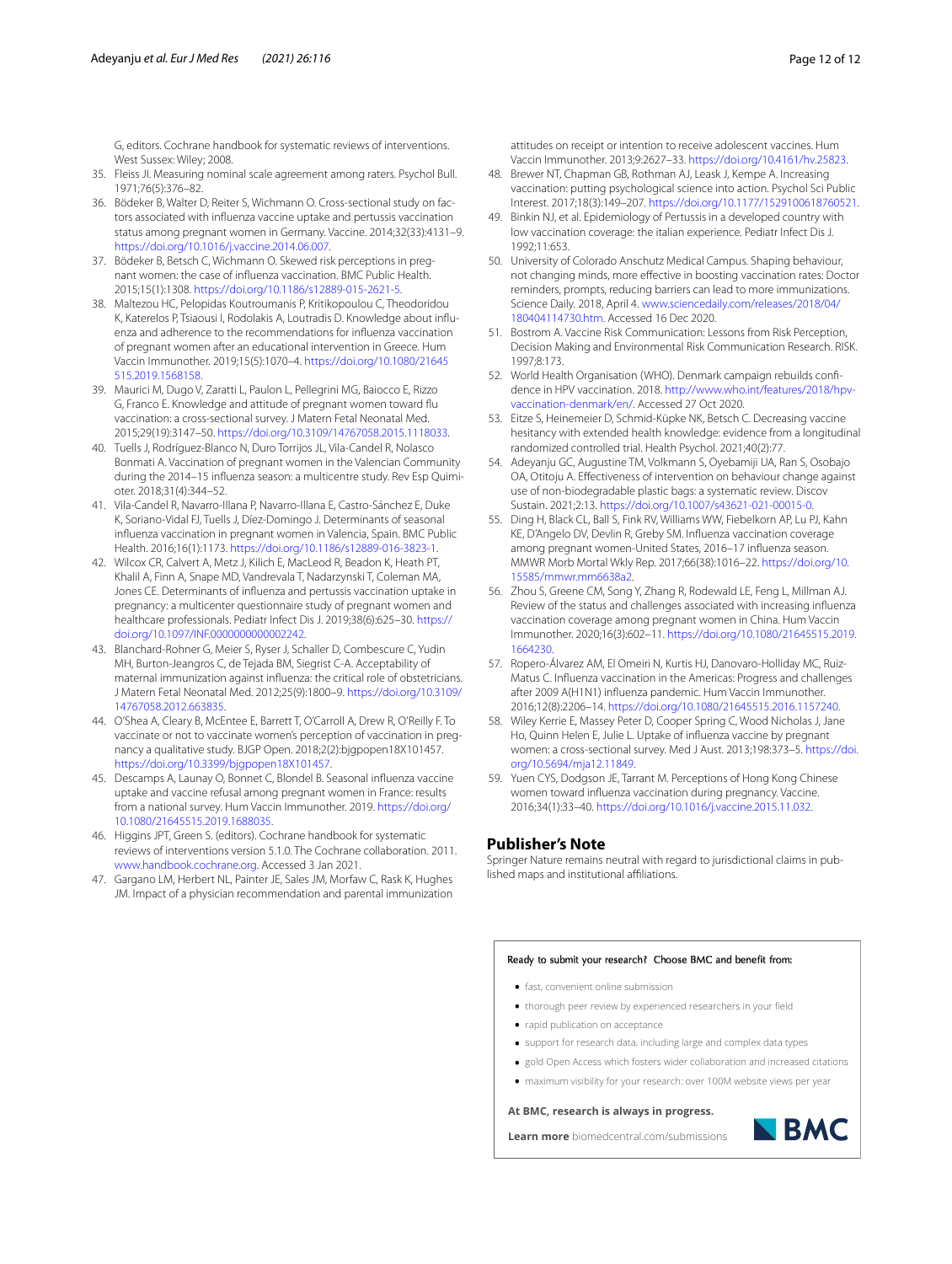G, editors. Cochrane handbook for systematic reviews of interventions. West Sussex: Wiley; 2008.

35. Fleiss JI. Measuring nominal scale agreement among raters. Psychol Bull. 1971;76(5):376–82.
36. Bödeker B, Walter D, Reiter S, Wichmann O. Cross-sectional study on factors associated with influenza vaccine uptake and pertussis vaccination status among pregnant women in Germany. Vaccine. 2014;32(33):4131–9. https://doi.org/10.1016/j.vaccine.2014.06.007.
37. Bödeker B, Betsch C, Wichmann O. Skewed risk perceptions in pregnant women: the case of influenza vaccination. BMC Public Health. 2015;15(1):1308. https://doi.org/10.1186/s12889-015-2621-5.
38. Maltezou HC, Pelopidas Koutroumanis P, Kritikopoulou C, Theodoridou K, Katerelos P, Tsiaousi I, Rodolakis A, Loutradis D. Knowledge about influenza and adherence to the recommendations for influenza vaccination of pregnant women after an educational intervention in Greece. Hum Vaccin Immunother. 2019;15(5):1070–4. https://doi.org/10.1080/21645515.2019.1568158.
39. Maurici M, Dugo V, Zaratti L, Paulon L, Pellegrini MG, Baiocco E, Rizzo G, Franco E. Knowledge and attitude of pregnant women toward flu vaccination: a cross-sectional survey. J Matern Fetal Neonatal Med. 2015;29(19):3147–50. https://doi.org/10.3109/14767058.2015.1118033.
40. Tuells J, Rodríguez-Blanco N, Duro Torrijos JL, Vila-Candel R, Nolasco Bonmati A. Vaccination of pregnant women in the Valencian Community during the 2014–15 influenza season: a multicentre study. Rev Esp Quimioter. 2018;31(4):344–52.
41. Vila-Candel R, Navarro-Illana P, Navarro-Illana E, Castro-Sánchez E, Duke K, Soriano-Vidal FJ, Tuells J, Díez-Domingo J. Determinants of seasonal influenza vaccination in pregnant women in Valencia, Spain. BMC Public Health. 2016;16(1):1173. https://doi.org/10.1186/s12889-016-3823-1.
42. Wilcox CR, Calvert A, Metz J, Kilich E, MacLeod R, Beadon K, Heath PT, Khalil A, Finn A, Snape MD, Vandrevala T, Nadarzynski T, Coleman MA, Jones CE. Determinants of influenza and pertussis vaccination uptake in pregnancy: a multicenter questionnaire study of pregnant women and healthcare professionals. Pediatr Infect Dis J. 2019;38(6):625–30. https://doi.org/10.1097/INF.0000000000002242.
43. Blanchard-Rohner G, Meier S, Ryser J, Schaller D, Combescure C, Yudin MH, Burton-Jeangros C, de Tejada BM, Siegrist C-A. Acceptability of maternal immunization against influenza: the critical role of obstetricians. J Matern Fetal Neonatal Med. 2012;25(9):1800–9. https://doi.org/10.3109/14767058.2012.663835.
44. O'Shea A, Cleary B, McEntee E, Barrett T, O'Carroll A, Drew R, O'Reilly F. To vaccinate or not to vaccinate women's perception of vaccination in pregnancy a qualitative study. BJGP Open. 2018;2(2):bjgpopen18X101457. https://doi.org/10.3399/bjgpopen18X101457.
45. Descamps A, Launay O, Bonnet C, Blondel B. Seasonal influenza vaccine uptake and vaccine refusal among pregnant women in France: results from a national survey. Hum Vaccin Immunother. 2019. https://doi.org/10.1080/21645515.2019.1688035.
46. Higgins JPT, Green S. (editors). Cochrane handbook for systematic reviews of interventions version 5.1.0. The Cochrane collaboration. 2011. www.handbook.cochrane.org. Accessed 3 Jan 2021.
47. Gargano LM, Herbert NL, Painter JE, Sales JM, Morfaw C, Rask K, Hughes JM. Impact of a physician recommendation and parental immunization attitudes on receipt or intention to receive adolescent vaccines. Hum Vaccin Immunother. 2013;9:2627–33. https://doi.org/10.4161/hv.25823.
48. Brewer NT, Chapman GB, Rothman AJ, Leask J, Kempe A. Increasing vaccination: putting psychological science into action. Psychol Sci Public Interest. 2017;18(3):149–207. https://doi.org/10.1177/1529100618760521.
49. Binkin NJ, et al. Epidemiology of Pertussis in a developed country with low vaccination coverage: the italian experience. Pediatr Infect Dis J. 1992;11:653.
50. University of Colorado Anschutz Medical Campus. Shaping behaviour, not changing minds, more effective in boosting vaccination rates: Doctor reminders, prompts, reducing barriers can lead to more immunizations. Science Daily. 2018, April 4. www.sciencedaily.com/releases/2018/04/180404114730.htm. Accessed 16 Dec 2020.
51. Bostrom A. Vaccine Risk Communication: Lessons from Risk Perception, Decision Making and Environmental Risk Communication Research. RISK. 1997;8:173.
52. World Health Organisation (WHO). Denmark campaign rebuilds confidence in HPV vaccination. 2018. http://www.who.int/features/2018/hpv-vaccination-denmark/en/. Accessed 27 Oct 2020.
53. Eitze S, Heinemeier D, Schmid-Küpke NK, Betsch C. Decreasing vaccine hesitancy with extended health knowledge: evidence from a longitudinal randomized controlled trial. Health Psychol. 2021;40(2):77.
54. Adeyanju GC, Augustine TM, Volkmann S, Oyebamiji UA, Ran S, Osobajo OA, Otitoju A. Effectiveness of intervention on behaviour change against use of non-biodegradable plastic bags: a systematic review. Discov Sustain. 2021;2:13. https://doi.org/10.1007/s43621-021-00015-0.
55. Ding H, Black CL, Ball S, Fink RV, Williams WW, Fiebelkorn AP, Lu PJ, Kahn KE, D'Angelo DV, Devlin R, Greby SM. Influenza vaccination coverage among pregnant women-United States, 2016–17 influenza season. MMWR Morb Mortal Wkly Rep. 2017;66(38):1016–22. https://doi.org/10.15585/mmwr.mm6638a2.
56. Zhou S, Greene CM, Song Y, Zhang R, Rodewald LE, Feng L, Millman AJ. Review of the status and challenges associated with increasing influenza vaccination coverage among pregnant women in China. Hum Vaccin Immunother. 2020;16(3):602–11. https://doi.org/10.1080/21645515.2019.1664230.
57. Ropero-Álvarez AM, El Omeiri N, Kurtis HJ, Danovaro-Holliday MC, Ruiz-Matus C. Influenza vaccination in the Americas: Progress and challenges after 2009 A(H1N1) influenza pandemic. Hum Vaccin Immunother. 2016;12(8):2206–14. https://doi.org/10.1080/21645515.2016.1157240.
58. Wiley Kerrie E, Massey Peter D, Cooper Spring C, Wood Nicholas J, Jane Ho, Quinn Helen E, Julie L. Uptake of influenza vaccine by pregnant women: a cross-sectional survey. Med J Aust. 2013;198:373–5. https://doi.org/10.5694/mja12.11849.
59. Yuen CYS, Dodgson JE, Tarrant M. Perceptions of Hong Kong Chinese women toward influenza vaccination during pregnancy. Vaccine. 2016;34(1):33–40. https://doi.org/10.1016/j.vaccine.2015.11.032.

## Publisher's Note

Springer Nature remains neutral with regard to jurisdictional claims in published maps and institutional affiliations.

Ready to submit your research? Choose BMC and benefit from:

- fast, convenient online submission
- thorough peer review by experienced researchers in your field
- rapid publication on acceptance
- support for research data, including large and complex data types
- gold Open Access which fosters wider collaboration and increased citations
- maximum visibility for your research: over 100M website views per year

**At BMC, research is always in progress.**

**Learn more** biomedcentral.com/submissions

BMC